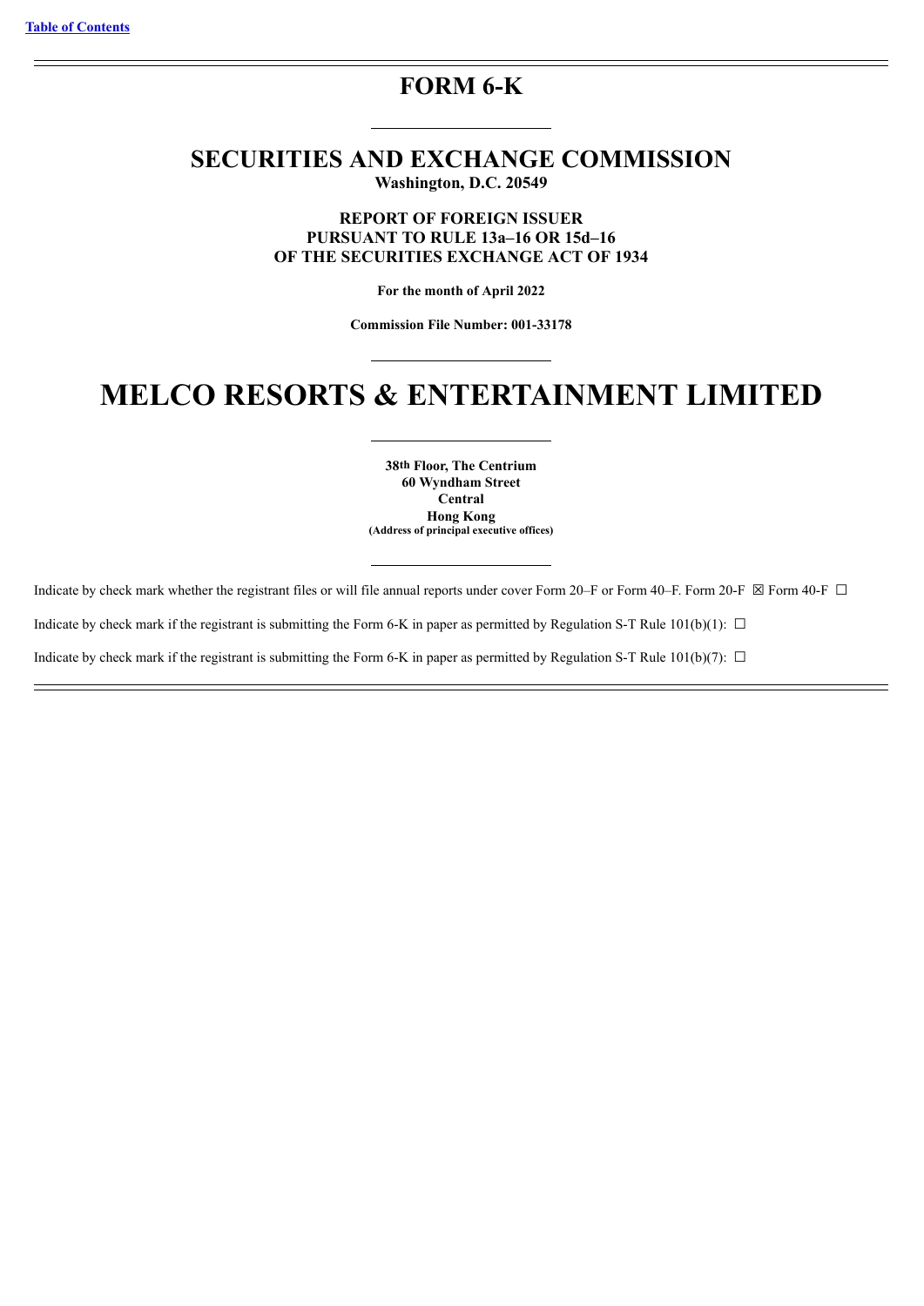[Table of Contents](#)

# FORM 6-K

## SECURITIES AND EXCHANGE COMMISSION

**Washington, D.C. 20549**

**REPORT OF FOREIGN ISSUER**
**PURSUANT TO RULE 13a–16 OR 15d–16**
**OF THE SECURITIES EXCHANGE ACT OF 1934**

**For the month of April 2022**

**Commission File Number: 001-33178**

# MELCO RESORTS & ENTERTAINMENT LIMITED

**38th Floor, The Centrium**
**60 Wyndham Street**
**Central**
**Hong Kong**
**(Address of principal executive offices)**

Indicate by check mark whether the registrant files or will file annual reports under cover Form 20–F or Form 40–F. Form 20-F ☒ Form 40-F ☐

Indicate by check mark if the registrant is submitting the Form 6-K in paper as permitted by Regulation S-T Rule 101(b)(1): ☐

Indicate by check mark if the registrant is submitting the Form 6-K in paper as permitted by Regulation S-T Rule 101(b)(7): ☐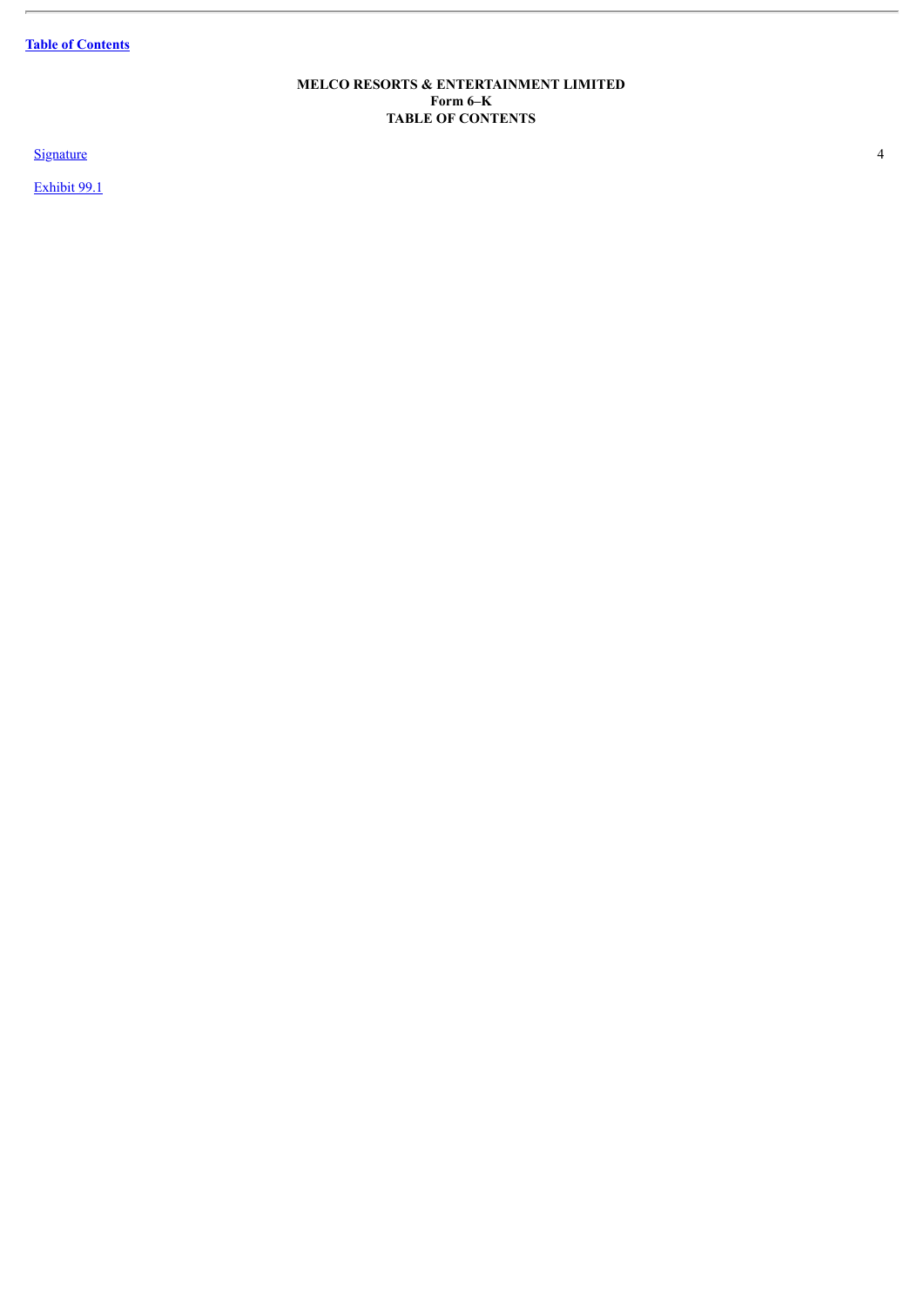Table of Contents

**MELCO RESORTS & ENTERTAINMENT LIMITED**
**Form 6–K**
**TABLE OF CONTENTS**

| | |
|---|---|
| Signature | 4 |
| Exhibit 99.1 | |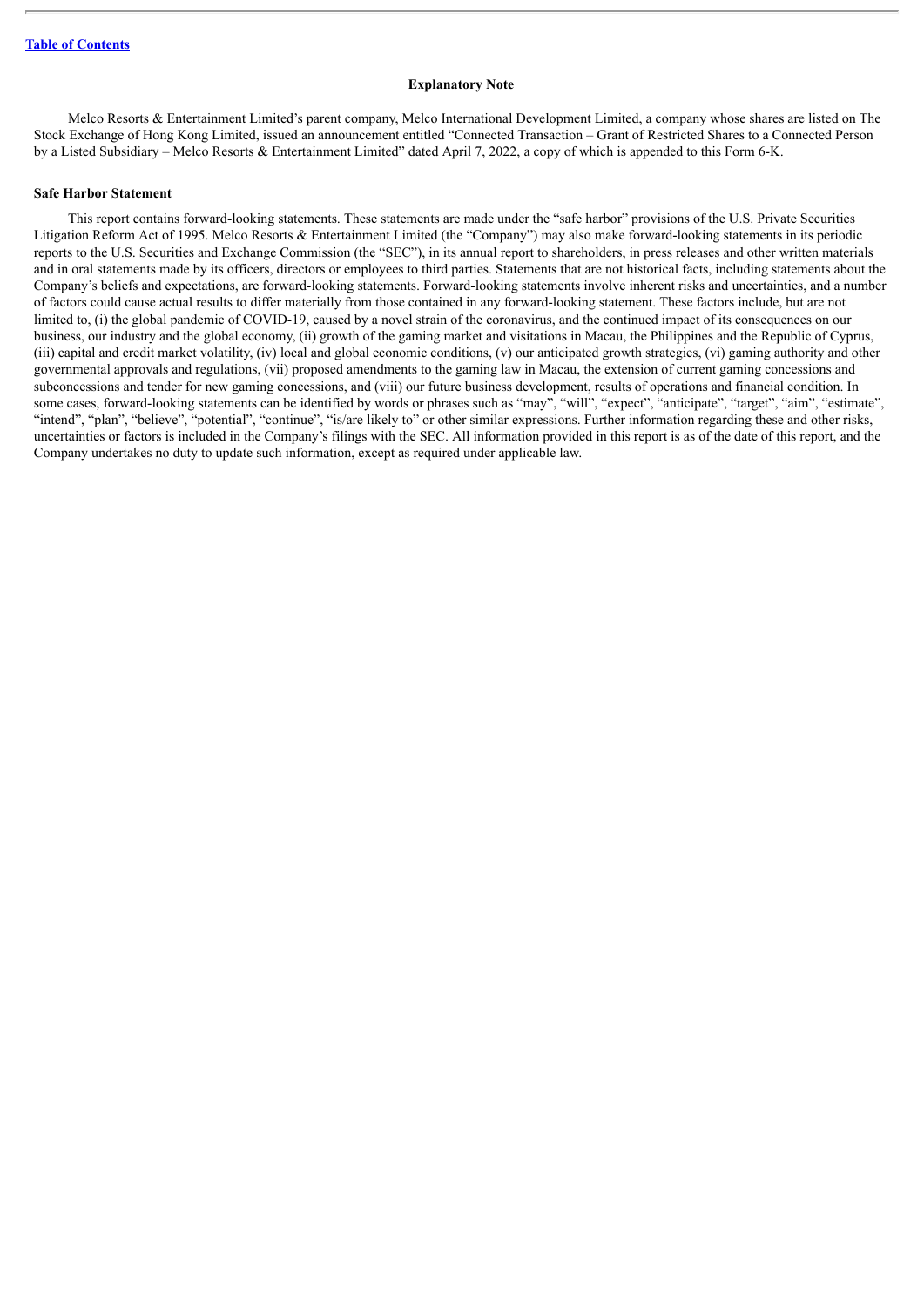[Table of Contents](#)

## Explanatory Note

Melco Resorts & Entertainment Limited's parent company, Melco International Development Limited, a company whose shares are listed on The Stock Exchange of Hong Kong Limited, issued an announcement entitled "Connected Transaction – Grant of Restricted Shares to a Connected Person by a Listed Subsidiary – Melco Resorts & Entertainment Limited" dated April 7, 2022, a copy of which is appended to this Form 6-K.

**Safe Harbor Statement**

This report contains forward-looking statements. These statements are made under the "safe harbor" provisions of the U.S. Private Securities Litigation Reform Act of 1995. Melco Resorts & Entertainment Limited (the "Company") may also make forward-looking statements in its periodic reports to the U.S. Securities and Exchange Commission (the "SEC"), in its annual report to shareholders, in press releases and other written materials and in oral statements made by its officers, directors or employees to third parties. Statements that are not historical facts, including statements about the Company's beliefs and expectations, are forward-looking statements. Forward-looking statements involve inherent risks and uncertainties, and a number of factors could cause actual results to differ materially from those contained in any forward-looking statement. These factors include, but are not limited to, (i) the global pandemic of COVID-19, caused by a novel strain of the coronavirus, and the continued impact of its consequences on our business, our industry and the global economy, (ii) growth of the gaming market and visitations in Macau, the Philippines and the Republic of Cyprus, (iii) capital and credit market volatility, (iv) local and global economic conditions, (v) our anticipated growth strategies, (vi) gaming authority and other governmental approvals and regulations, (vii) proposed amendments to the gaming law in Macau, the extension of current gaming concessions and subconcessions and tender for new gaming concessions, and (viii) our future business development, results of operations and financial condition. In some cases, forward-looking statements can be identified by words or phrases such as "may", "will", "expect", "anticipate", "target", "aim", "estimate", "intend", "plan", "believe", "potential", "continue", "is/are likely to" or other similar expressions. Further information regarding these and other risks, uncertainties or factors is included in the Company's filings with the SEC. All information provided in this report is as of the date of this report, and the Company undertakes no duty to update such information, except as required under applicable law.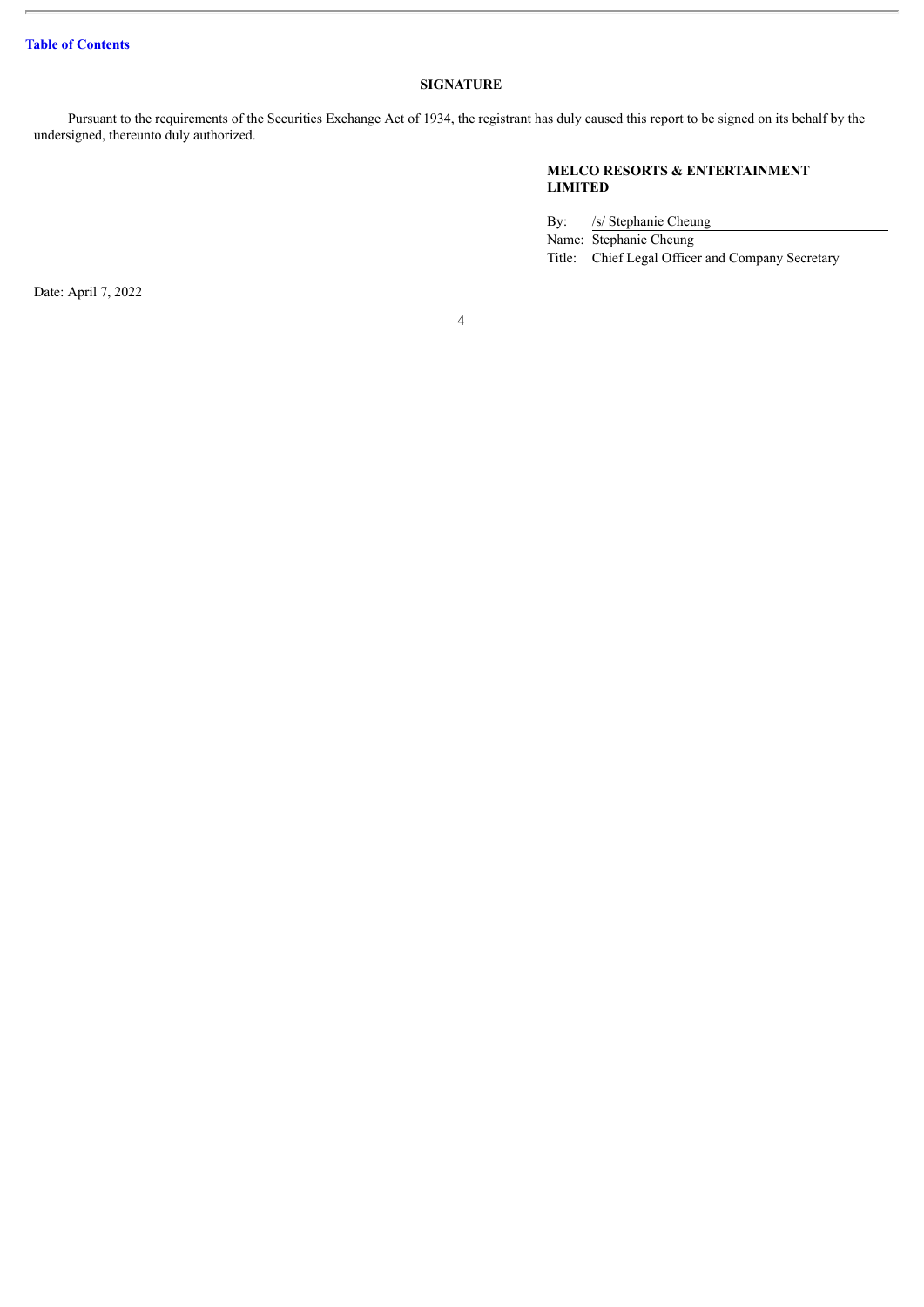[Table of Contents]

## SIGNATURE

Pursuant to the requirements of the Securities Exchange Act of 1934, the registrant has duly caused this report to be signed on its behalf by the undersigned, thereunto duly authorized.

**MELCO RESORTS & ENTERTAINMENT LIMITED**

| | |
|---|---|
| By: | /s/ Stephanie Cheung |
| Name: | Stephanie Cheung |
| Title: | Chief Legal Officer and Company Secretary |

Date: April 7, 2022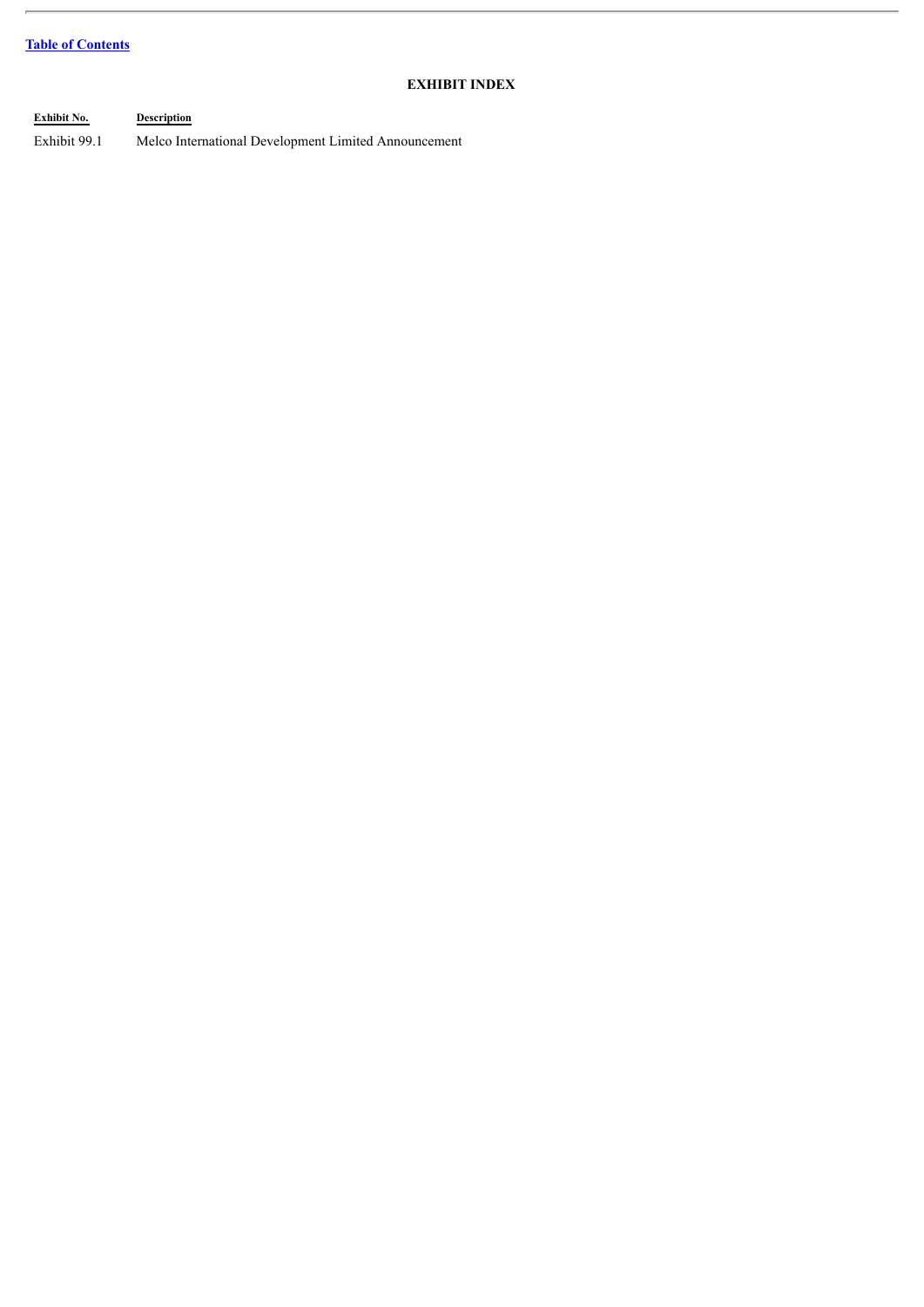[Table of Contents]

## EXHIBIT INDEX

| Exhibit No. | Description |
| --- | --- |
| Exhibit 99.1 | Melco International Development Limited Announcement |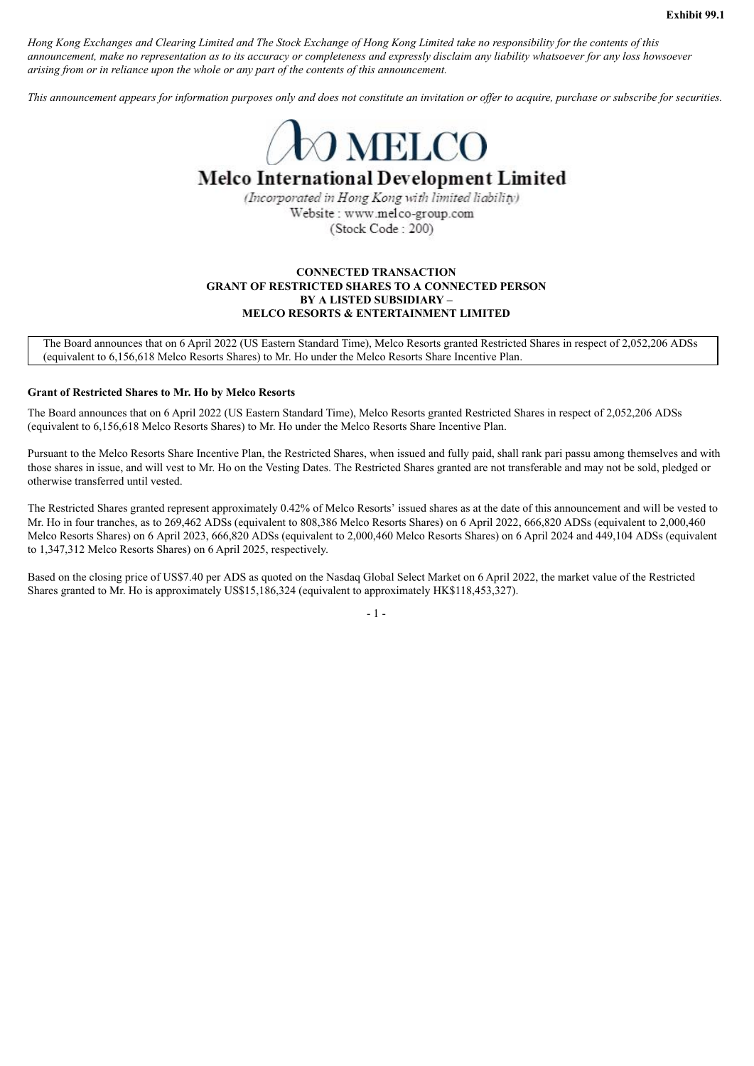**Exhibit 99.1**

*Hong Kong Exchanges and Clearing Limited and The Stock Exchange of Hong Kong Limited take no responsibility for the contents of this announcement, make no representation as to its accuracy or completeness and expressly disclaim any liability whatsoever for any loss howsoever arising from or in reliance upon the whole or any part of the contents of this announcement.*

*This announcement appears for information purposes only and does not constitute an invitation or offer to acquire, purchase or subscribe for securities.*

MELCO

# Melco International Development Limited

*(Incorporated in Hong Kong with limited liability)*

Website : www.melco-group.com

(Stock Code : 200)

**CONNECTED TRANSACTION**
**GRANT OF RESTRICTED SHARES TO A CONNECTED PERSON**
**BY A LISTED SUBSIDIARY –**
**MELCO RESORTS & ENTERTAINMENT LIMITED**

The Board announces that on 6 April 2022 (US Eastern Standard Time), Melco Resorts granted Restricted Shares in respect of 2,052,206 ADSs (equivalent to 6,156,618 Melco Resorts Shares) to Mr. Ho under the Melco Resorts Share Incentive Plan.

**Grant of Restricted Shares to Mr. Ho by Melco Resorts**

The Board announces that on 6 April 2022 (US Eastern Standard Time), Melco Resorts granted Restricted Shares in respect of 2,052,206 ADSs (equivalent to 6,156,618 Melco Resorts Shares) to Mr. Ho under the Melco Resorts Share Incentive Plan.

Pursuant to the Melco Resorts Share Incentive Plan, the Restricted Shares, when issued and fully paid, shall rank pari passu among themselves and with those shares in issue, and will vest to Mr. Ho on the Vesting Dates. The Restricted Shares granted are not transferable and may not be sold, pledged or otherwise transferred until vested.

The Restricted Shares granted represent approximately 0.42% of Melco Resorts' issued shares as at the date of this announcement and will be vested to Mr. Ho in four tranches, as to 269,462 ADSs (equivalent to 808,386 Melco Resorts Shares) on 6 April 2022, 666,820 ADSs (equivalent to 2,000,460 Melco Resorts Shares) on 6 April 2023, 666,820 ADSs (equivalent to 2,000,460 Melco Resorts Shares) on 6 April 2024 and 449,104 ADSs (equivalent to 1,347,312 Melco Resorts Shares) on 6 April 2025, respectively.

Based on the closing price of US$7.40 per ADS as quoted on the Nasdaq Global Select Market on 6 April 2022, the market value of the Restricted Shares granted to Mr. Ho is approximately US$15,186,324 (equivalent to approximately HK$118,453,327).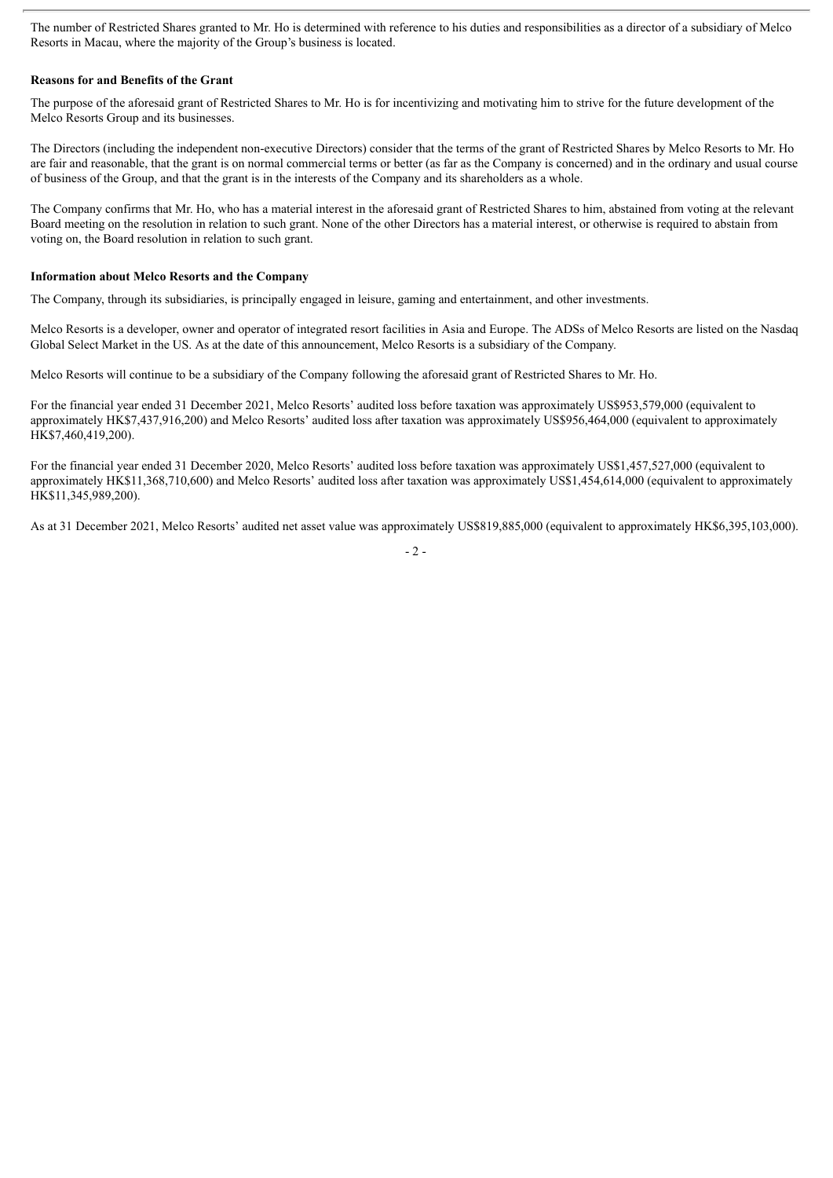The number of Restricted Shares granted to Mr. Ho is determined with reference to his duties and responsibilities as a director of a subsidiary of Melco Resorts in Macau, where the majority of the Group's business is located.

**Reasons for and Benefits of the Grant**

The purpose of the aforesaid grant of Restricted Shares to Mr. Ho is for incentivizing and motivating him to strive for the future development of the Melco Resorts Group and its businesses.

The Directors (including the independent non-executive Directors) consider that the terms of the grant of Restricted Shares by Melco Resorts to Mr. Ho are fair and reasonable, that the grant is on normal commercial terms or better (as far as the Company is concerned) and in the ordinary and usual course of business of the Group, and that the grant is in the interests of the Company and its shareholders as a whole.

The Company confirms that Mr. Ho, who has a material interest in the aforesaid grant of Restricted Shares to him, abstained from voting at the relevant Board meeting on the resolution in relation to such grant. None of the other Directors has a material interest, or otherwise is required to abstain from voting on, the Board resolution in relation to such grant.

**Information about Melco Resorts and the Company**

The Company, through its subsidiaries, is principally engaged in leisure, gaming and entertainment, and other investments.

Melco Resorts is a developer, owner and operator of integrated resort facilities in Asia and Europe. The ADSs of Melco Resorts are listed on the Nasdaq Global Select Market in the US. As at the date of this announcement, Melco Resorts is a subsidiary of the Company.

Melco Resorts will continue to be a subsidiary of the Company following the aforesaid grant of Restricted Shares to Mr. Ho.

For the financial year ended 31 December 2021, Melco Resorts' audited loss before taxation was approximately US$953,579,000 (equivalent to approximately HK$7,437,916,200) and Melco Resorts' audited loss after taxation was approximately US$956,464,000 (equivalent to approximately HK$7,460,419,200).

For the financial year ended 31 December 2020, Melco Resorts' audited loss before taxation was approximately US$1,457,527,000 (equivalent to approximately HK$11,368,710,600) and Melco Resorts' audited loss after taxation was approximately US$1,454,614,000 (equivalent to approximately HK$11,345,989,200).

As at 31 December 2021, Melco Resorts' audited net asset value was approximately US$819,885,000 (equivalent to approximately HK$6,395,103,000).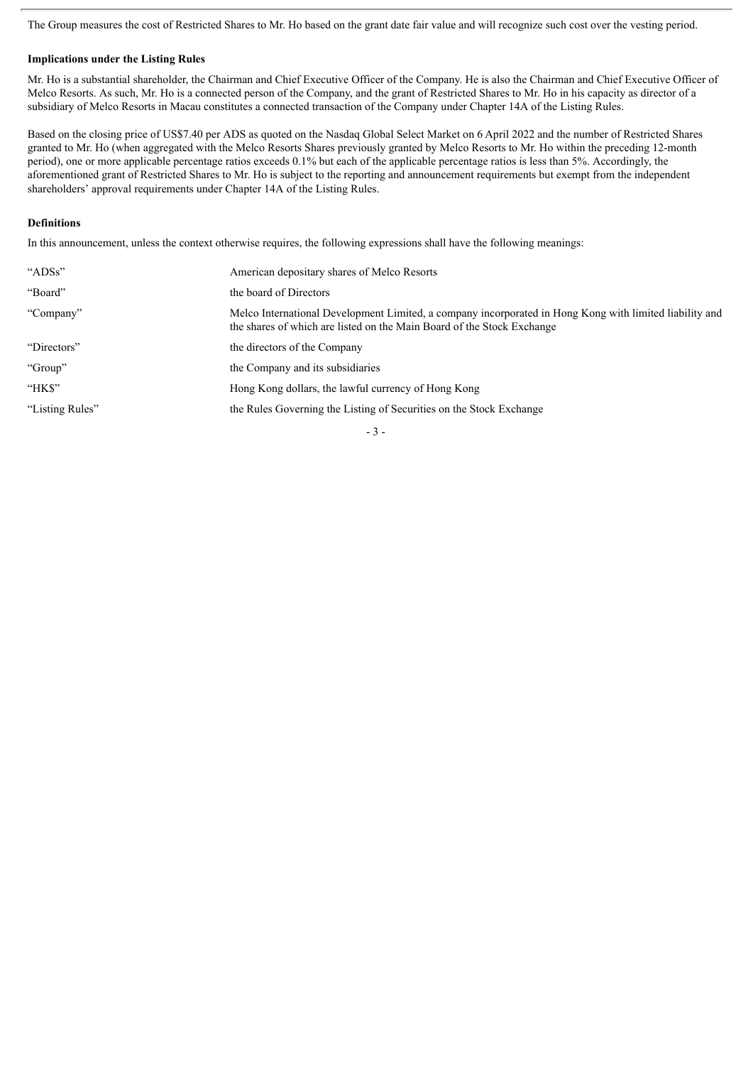The Group measures the cost of Restricted Shares to Mr. Ho based on the grant date fair value and will recognize such cost over the vesting period.

**Implications under the Listing Rules**

Mr. Ho is a substantial shareholder, the Chairman and Chief Executive Officer of the Company. He is also the Chairman and Chief Executive Officer of Melco Resorts. As such, Mr. Ho is a connected person of the Company, and the grant of Restricted Shares to Mr. Ho in his capacity as director of a subsidiary of Melco Resorts in Macau constitutes a connected transaction of the Company under Chapter 14A of the Listing Rules.

Based on the closing price of US$7.40 per ADS as quoted on the Nasdaq Global Select Market on 6 April 2022 and the number of Restricted Shares granted to Mr. Ho (when aggregated with the Melco Resorts Shares previously granted by Melco Resorts to Mr. Ho within the preceding 12-month period), one or more applicable percentage ratios exceeds 0.1% but each of the applicable percentage ratios is less than 5%. Accordingly, the aforementioned grant of Restricted Shares to Mr. Ho is subject to the reporting and announcement requirements but exempt from the independent shareholders' approval requirements under Chapter 14A of the Listing Rules.

**Definitions**

In this announcement, unless the context otherwise requires, the following expressions shall have the following meanings:

| | |
|---|---|
| "ADSs" | American depositary shares of Melco Resorts |
| "Board" | the board of Directors |
| "Company" | Melco International Development Limited, a company incorporated in Hong Kong with limited liability and the shares of which are listed on the Main Board of the Stock Exchange |
| "Directors" | the directors of the Company |
| "Group" | the Company and its subsidiaries |
| "HK$" | Hong Kong dollars, the lawful currency of Hong Kong |
| "Listing Rules" | the Rules Governing the Listing of Securities on the Stock Exchange |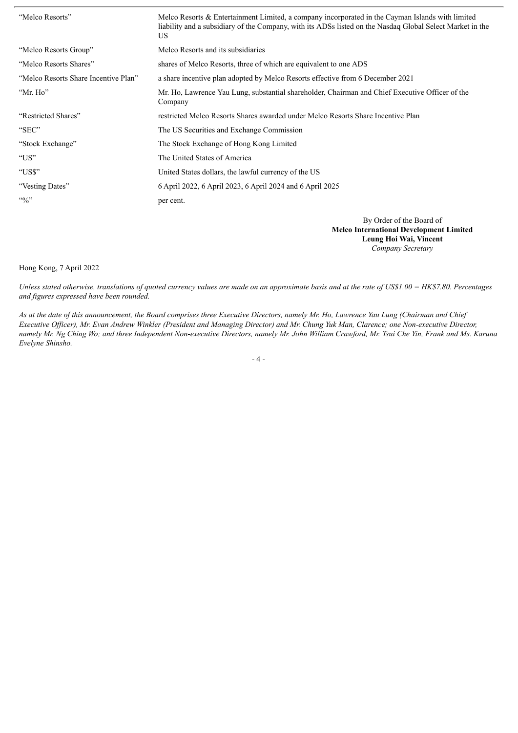| | |
|---|---|
| “Melco Resorts” | Melco Resorts & Entertainment Limited, a company incorporated in the Cayman Islands with limited liability and a subsidiary of the Company, with its ADSs listed on the Nasdaq Global Select Market in the US |
| “Melco Resorts Group” | Melco Resorts and its subsidiaries |
| “Melco Resorts Shares” | shares of Melco Resorts, three of which are equivalent to one ADS |
| “Melco Resorts Share Incentive Plan” | a share incentive plan adopted by Melco Resorts effective from 6 December 2021 |
| “Mr. Ho” | Mr. Ho, Lawrence Yau Lung, substantial shareholder, Chairman and Chief Executive Officer of the Company |
| “Restricted Shares” | restricted Melco Resorts Shares awarded under Melco Resorts Share Incentive Plan |
| “SEC” | The US Securities and Exchange Commission |
| “Stock Exchange” | The Stock Exchange of Hong Kong Limited |
| “US” | The United States of America |
| “US$” | United States dollars, the lawful currency of the US |
| “Vesting Dates” | 6 April 2022, 6 April 2023, 6 April 2024 and 6 April 2025 |
| “%” | per cent. |

By Order of the Board of
**Melco International Development Limited**
**Leung Hoi Wai, Vincent**
*Company Secretary*

Hong Kong, 7 April 2022

*Unless stated otherwise, translations of quoted currency values are made on an approximate basis and at the rate of US$1.00 = HK$7.80. Percentages and figures expressed have been rounded.*

*As at the date of this announcement, the Board comprises three Executive Directors, namely Mr. Ho, Lawrence Yau Lung (Chairman and Chief Executive Officer), Mr. Evan Andrew Winkler (President and Managing Director) and Mr. Chung Yuk Man, Clarence; one Non-executive Director, namely Mr. Ng Ching Wo; and three Independent Non-executive Directors, namely Mr. John William Crawford, Mr. Tsui Che Yin, Frank and Ms. Karuna Evelyne Shinsho.*